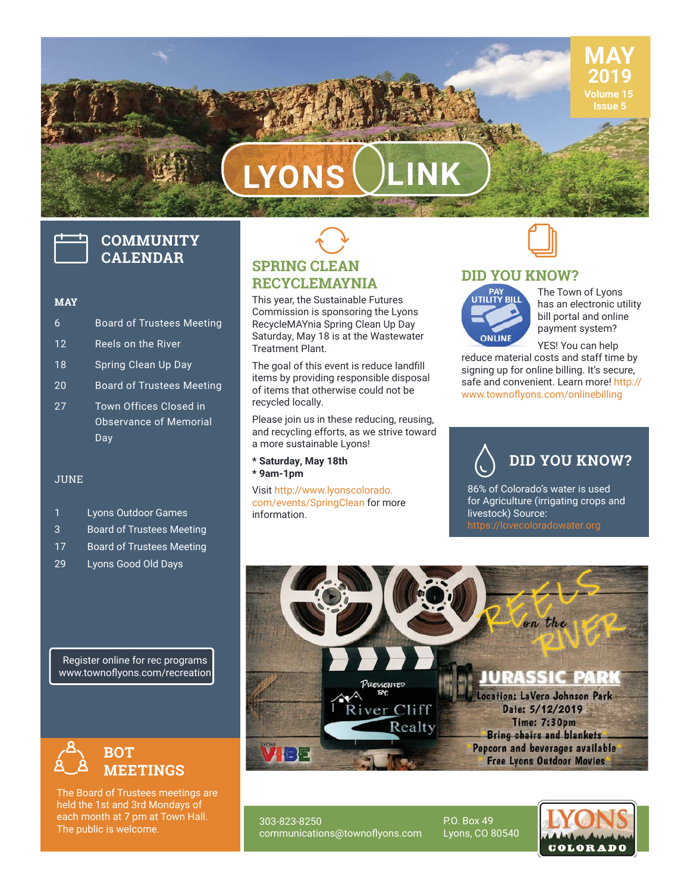# LYONS LINK

MAY 2019
Volume 15
Issue 5

## COMMUNITY CALENDAR

**MAY**

| | |
|---|---|
| 6 | Board of Trustees Meeting |
| 12 | Reels on the River |
| 18 | Spring Clean Up Day |
| 20 | Board of Trustees Meeting |
| 27 | Town Offices Closed in Observance of Memorial Day |

JUNE

| | |
|---|---|
| 1 | Lyons Outdoor Games |
| 3 | Board of Trustees Meeting |
| 17 | Board of Trustees Meeting |
| 29 | Lyons Good Old Days |

Register online for rec programs
www.townoflyons.com/recreation

## BOT MEETINGS

The Board of Trustees meetings are held the 1st and 3rd Mondays of each month at 7 pm at Town Hall. The public is welcome.

## SPRING CLEAN RECYCLEMAYNIA

This year, the Sustainable Futures Commission is sponsoring the Lyons RecycleMAYnia Spring Clean Up Day Saturday, May 18 is at the Wastewater Treatment Plant.

The goal of this event is reduce landfill items by providing responsible disposal of items that otherwise could not be recycled locally.

Please join us in these reducing, reusing, and recycling efforts, as we strive toward a more sustainable Lyons!

**\* Saturday, May 18th**
**\* 9am-1pm**

Visit http://www.lyonscolorado.com/events/SpringClean for more information.

## DID YOU KNOW?

PAY UTILITY BILL ONLINE

The Town of Lyons has an electronic utility bill portal and online payment system?

YES! You can help reduce material costs and staff time by signing up for online billing. It's secure, safe and convenient. Learn more! http://www.townoflyons.com/onlinebilling

## DID YOU KNOW?

86% of Colorado's water is used for Agriculture (irrigating crops and livestock) Source: https://lovecoloradowater.org

## REELS on the RIVER

PRESENTED BY: River Cliff Realty

**JURASSIC PARK**

Location: LaVern Johnson Park
Date: 5/12/2019
Time: 7:30pm
\*Bring chairs and blankets\*
\*Popcorn and beverages available\*
\*Free Lyons Outdoor Movies\*

LYONS VIBE

303-823-8250
communications@townoflyons.com

P.O. Box 49
Lyons, CO 80540

LYONS COLORADO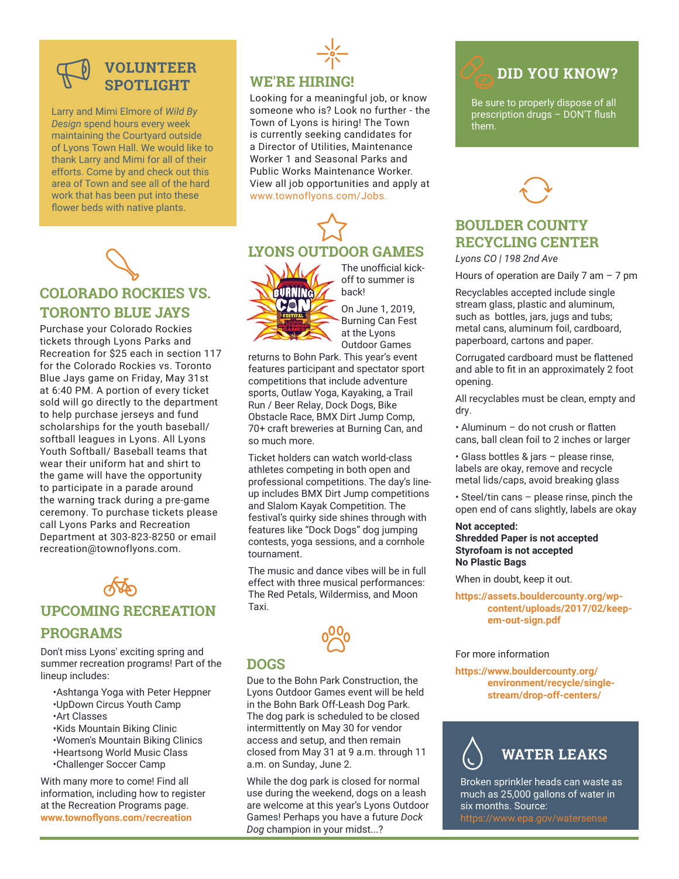## VOLUNTEER SPOTLIGHT

Larry and Mimi Elmore of *Wild By Design* spend hours every week maintaining the Courtyard outside of Lyons Town Hall. We would like to thank Larry and Mimi for all of their efforts. Come by and check out this area of Town and see all of the hard work that has been put into these flower beds with native plants.

## COLORADO ROCKIES VS. TORONTO BLUE JAYS

Purchase your Colorado Rockies tickets through Lyons Parks and Recreation for $25 each in section 117 for the Colorado Rockies vs. Toronto Blue Jays game on Friday, May 31st at 6:40 PM. A portion of every ticket sold will go directly to the department to help purchase jerseys and fund scholarships for the youth baseball/softball leagues in Lyons. All Lyons Youth Softball/ Baseball teams that wear their uniform hat and shirt to the game will have the opportunity to participate in a parade around the warning track during a pre-game ceremony. To purchase tickets please call Lyons Parks and Recreation Department at 303-823-8250 or email recreation@townoflyons.com.

## UPCOMING RECREATION PROGRAMS

Don't miss Lyons' exciting spring and summer recreation programs! Part of the lineup includes:

- Ashtanga Yoga with Peter Heppner
- UpDown Circus Youth Camp
- Art Classes
- Kids Mountain Biking Clinic
- Women's Mountain Biking Clinics
- Heartsong World Music Class
- Challenger Soccer Camp

With many more to come! Find all information, including how to register at the Recreation Programs page. **www.townoflyons.com/recreation**

## WE'RE HIRING!

Looking for a meaningful job, or know someone who is? Look no further - the Town of Lyons is hiring! The Town is currently seeking candidates for a Director of Utilities, Maintenance Worker 1 and Seasonal Parks and Public Works Maintenance Worker. View all job opportunities and apply at www.townoflyons.com/Jobs.

## LYONS OUTDOOR GAMES

The unofficial kick-off to summer is back!

On June 1, 2019, Burning Can Fest at the Lyons Outdoor Games returns to Bohn Park. This year's event features participant and spectator sport competitions that include adventure sports, Outlaw Yoga, Kayaking, a Trail Run / Beer Relay, Dock Dogs, Bike Obstacle Race, BMX Dirt Jump Comp, 70+ craft breweries at Burning Can, and so much more.

Ticket holders can watch world-class athletes competing in both open and professional competitions. The day's line-up includes BMX Dirt Jump competitions and Slalom Kayak Competition. The festival's quirky side shines through with features like "Dock Dogs" dog jumping contests, yoga sessions, and a cornhole tournament.

The music and dance vibes will be in full effect with three musical performances: The Red Petals, Wildermiss, and Moon Taxi.

## DOGS

Due to the Bohn Park Construction, the Lyons Outdoor Games event will be held in the Bohn Bark Off-Leash Dog Park. The dog park is scheduled to be closed intermittently on May 30 for vendor access and setup, and then remain closed from May 31 at 9 a.m. through 11 a.m. on Sunday, June 2.

While the dog park is closed for normal use during the weekend, dogs on a leash are welcome at this year's Lyons Outdoor Games! Perhaps you have a future *Dock Dog* champion in your midst...?

## DID YOU KNOW?

Be sure to properly dispose of all prescription drugs – DON'T flush them.

## BOULDER COUNTY RECYCLING CENTER

*Lyons CO | 198 2nd Ave*

Hours of operation are Daily 7 am – 7 pm

Recyclables accepted include single stream glass, plastic and aluminum, such as bottles, jars, jugs and tubs; metal cans, aluminum foil, cardboard, paperboard, cartons and paper.

Corrugated cardboard must be flattened and able to fit in an approximately 2 foot opening.

All recyclables must be clean, empty and dry.

- Aluminum – do not crush or flatten cans, ball clean foil to 2 inches or larger
- Glass bottles & jars – please rinse, labels are okay, remove and recycle metal lids/caps, avoid breaking glass
- Steel/tin cans – please rinse, pinch the open end of cans slightly, labels are okay

**Not accepted:**
**Shredded Paper is not accepted**
**Styrofoam is not accepted**
**No Plastic Bags**

When in doubt, keep it out.

**https://assets.bouldercounty.org/wp-content/uploads/2017/02/keep-em-out-sign.pdf**

For more information

**https://www.bouldercounty.org/environment/recycle/single-stream/drop-off-centers/**

## WATER LEAKS

Broken sprinkler heads can waste as much as 25,000 gallons of water in six months. Source: https://www.epa.gov/watersense